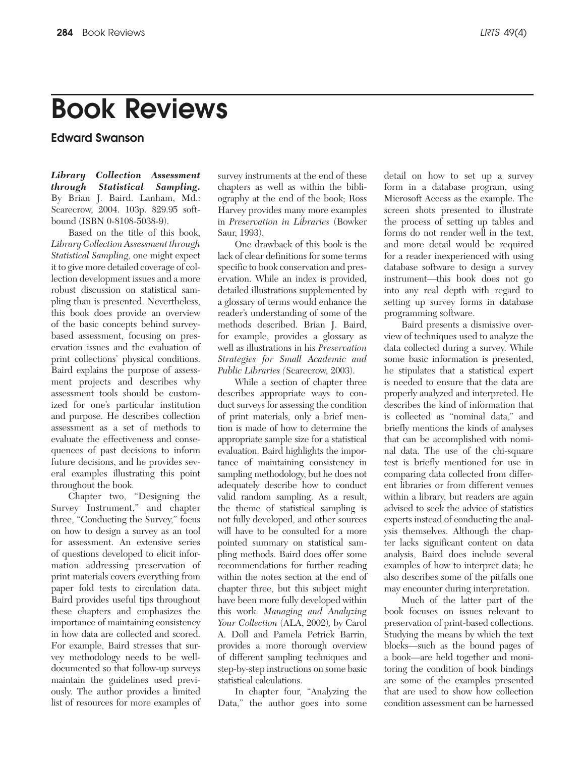# Book Reviews

## Edward Swanson

***Library Collection Assessment through Statistical Sampling.*** By Brian J. Baird. Lanham, Md.: Scarecrow, 2004. 103p. $29.95 softbound (ISBN 0-8108-5038-9).

Based on the title of this book, *Library Collection Assessment through Statistical Sampling,* one might expect it to give more detailed coverage of collection development issues and a more robust discussion on statistical sampling than is presented. Nevertheless, this book does provide an overview of the basic concepts behind survey-based assessment, focusing on preservation issues and the evaluation of print collections' physical conditions. Baird explains the purpose of assessment projects and describes why assessment tools should be customized for one's particular institution and purpose. He describes collection assessment as a set of methods to evaluate the effectiveness and consequences of past decisions to inform future decisions, and he provides several examples illustrating this point throughout the book.

Chapter two, "Designing the Survey Instrument," and chapter three, "Conducting the Survey," focus on how to design a survey as an tool for assessment. An extensive series of questions developed to elicit information addressing preservation of print materials covers everything from paper fold tests to circulation data. Baird provides useful tips throughout these chapters and emphasizes the importance of maintaining consistency in how data are collected and scored. For example, Baird stresses that survey methodology needs to be well-documented so that follow-up surveys maintain the guidelines used previously. The author provides a limited list of resources for more examples of survey instruments at the end of these chapters as well as within the bibliography at the end of the book; Ross Harvey provides many more examples in *Preservation in Libraries* (Bowker Saur, 1993).

One drawback of this book is the lack of clear definitions for some terms specific to book conservation and preservation. While an index is provided, detailed illustrations supplemented by a glossary of terms would enhance the reader's understanding of some of the methods described. Brian J. Baird, for example, provides a glossary as well as illustrations in his *Preservation Strategies for Small Academic and Public Libraries* (Scarecrow, 2003).

While a section of chapter three describes appropriate ways to conduct surveys for assessing the condition of print materials, only a brief mention is made of how to determine the appropriate sample size for a statistical evaluation. Baird highlights the importance of maintaining consistency in sampling methodology, but he does not adequately describe how to conduct valid random sampling. As a result, the theme of statistical sampling is not fully developed, and other sources will have to be consulted for a more pointed summary on statistical sampling methods. Baird does offer some recommendations for further reading within the notes section at the end of chapter three, but this subject might have been more fully developed within this work. *Managing and Analyzing Your Collection* (ALA, 2002), by Carol A. Doll and Pamela Petrick Barrin, provides a more thorough overview of different sampling techniques and step-by-step instructions on some basic statistical calculations.

In chapter four, "Analyzing the Data," the author goes into some detail on how to set up a survey form in a database program, using Microsoft Access as the example. The screen shots presented to illustrate the process of setting up tables and forms do not render well in the text, and more detail would be required for a reader inexperienced with using database software to design a survey instrument—this book does not go into any real depth with regard to setting up survey forms in database programming software.

Baird presents a dismissive overview of techniques used to analyze the data collected during a survey. While some basic information is presented, he stipulates that a statistical expert is needed to ensure that the data are properly analyzed and interpreted. He describes the kind of information that is collected as "nominal data," and briefly mentions the kinds of analyses that can be accomplished with nominal data. The use of the chi-square test is briefly mentioned for use in comparing data collected from different libraries or from different venues within a library, but readers are again advised to seek the advice of statistics experts instead of conducting the analysis themselves. Although the chapter lacks significant content on data analysis, Baird does include several examples of how to interpret data; he also describes some of the pitfalls one may encounter during interpretation.

Much of the latter part of the book focuses on issues relevant to preservation of print-based collections. Studying the means by which the text blocks—such as the bound pages of a book—are held together and monitoring the condition of book bindings are some of the examples presented that are used to show how collection condition assessment can be harnessed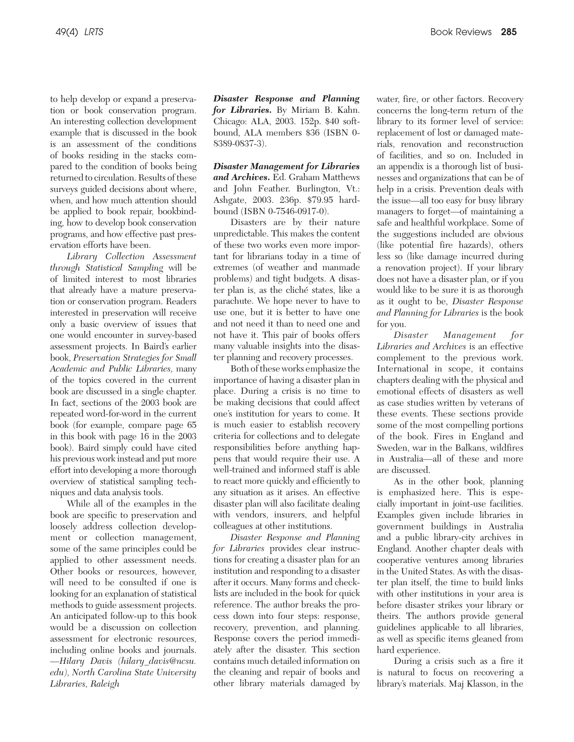to help develop or expand a preservation or book conservation program. An interesting collection development example that is discussed in the book is an assessment of the conditions of books residing in the stacks compared to the condition of books being returned to circulation. Results of these surveys guided decisions about where, when, and how much attention should be applied to book repair, bookbinding, how to develop book conservation programs, and how effective past preservation efforts have been.

*Library Collection Assessment through Statistical Sampling* will be of limited interest to most libraries that already have a mature preservation or conservation program. Readers interested in preservation will receive only a basic overview of issues that one would encounter in survey-based assessment projects. In Baird's earlier book, *Preservation Strategies for Small Academic and Public Libraries*, many of the topics covered in the current book are discussed in a single chapter. In fact, sections of the 2003 book are repeated word-for-word in the current book (for example, compare page 65 in this book with page 16 in the 2003 book). Baird simply could have cited his previous work instead and put more effort into developing a more thorough overview of statistical sampling techniques and data analysis tools.

While all of the examples in the book are specific to preservation and loosely address collection development or collection management, some of the same principles could be applied to other assessment needs. Other books or resources, however, will need to be consulted if one is looking for an explanation of statistical methods to guide assessment projects. An anticipated follow-up to this book would be a discussion on collection assessment for electronic resources, including online books and journals. —*Hilary Davis (hilary_davis@ncsu.edu), North Carolina State University Libraries, Raleigh*

***Disaster Response and Planning for Libraries.*** By Miriam B. Kahn. Chicago: ALA, 2003. 152p. $40 softbound, ALA members $36 (ISBN 0-8389-0837-3).

***Disaster Management for Libraries and Archives.*** Ed. Graham Matthews and John Feather. Burlington, Vt.: Ashgate, 2003. 236p. $79.95 hardbound (ISBN 0-7546-0917-0).

Disasters are by their nature unpredictable. This makes the content of these two works even more important for librarians today in a time of extremes (of weather and manmade problems) and tight budgets. A disaster plan is, as the cliché states, like a parachute. We hope never to have to use one, but it is better to have one and not need it than to need one and not have it. This pair of books offers many valuable insights into the disaster planning and recovery processes.

Both of these works emphasize the importance of having a disaster plan in place. During a crisis is no time to be making decisions that could affect one's institution for years to come. It is much easier to establish recovery criteria for collections and to delegate responsibilities before anything happens that would require their use. A well-trained and informed staff is able to react more quickly and efficiently to any situation as it arises. An effective disaster plan will also facilitate dealing with vendors, insurers, and helpful colleagues at other institutions.

*Disaster Response and Planning for Libraries* provides clear instructions for creating a disaster plan for an institution and responding to a disaster after it occurs. Many forms and checklists are included in the book for quick reference. The author breaks the process down into four steps: response, recovery, prevention, and planning. Response covers the period immediately after the disaster. This section contains much detailed information on the cleaning and repair of books and other library materials damaged by water, fire, or other factors. Recovery concerns the long-term return of the library to its former level of service: replacement of lost or damaged materials, renovation and reconstruction of facilities, and so on. Included in an appendix is a thorough list of businesses and organizations that can be of help in a crisis. Prevention deals with the issue—all too easy for busy library managers to forget—of maintaining a safe and healthful workplace. Some of the suggestions included are obvious (like potential fire hazards), others less so (like damage incurred during a renovation project). If your library does not have a disaster plan, or if you would like to be sure it is as thorough as it ought to be, *Disaster Response and Planning for Libraries* is the book for you.

*Disaster Management for Libraries and Archives* is an effective complement to the previous work. International in scope, it contains chapters dealing with the physical and emotional effects of disasters as well as case studies written by veterans of these events. These sections provide some of the most compelling portions of the book. Fires in England and Sweden, war in the Balkans, wildfires in Australia—all of these and more are discussed.

As in the other book, planning is emphasized here. This is especially important in joint-use facilities. Examples given include libraries in government buildings in Australia and a public library-city archives in England. Another chapter deals with cooperative ventures among libraries in the United States. As with the disaster plan itself, the time to build links with other institutions in your area is before disaster strikes your library or theirs. The authors provide general guidelines applicable to all libraries, as well as specific items gleaned from hard experience.

During a crisis such as a fire it is natural to focus on recovering a library's materials. Maj Klasson, in the